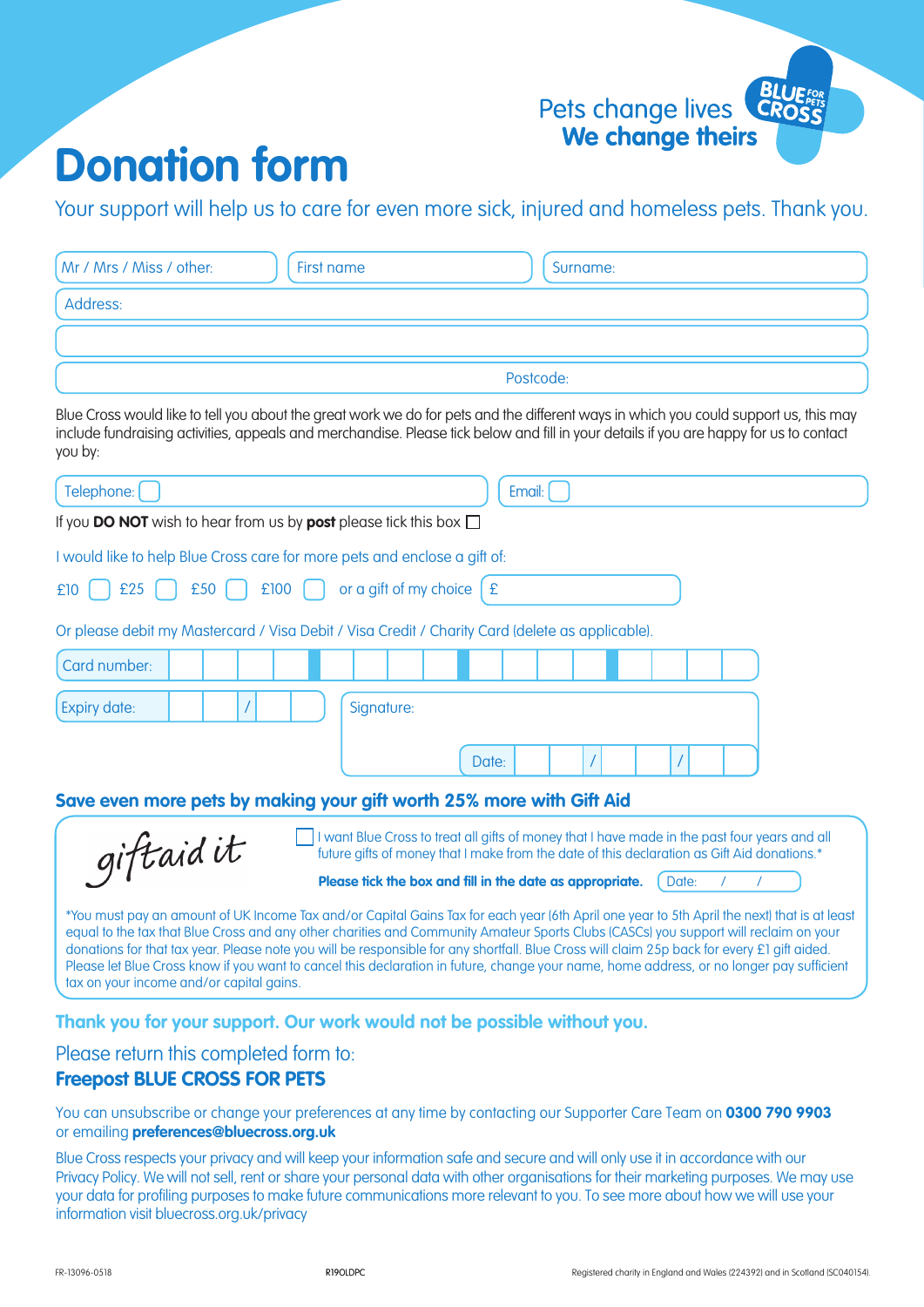Pets change lives
**We change theirs**

BLUE FOR PETS CROSS

# Donation form

Your support will help us to care for even more sick, injured and homeless pets. Thank you.

Mr / Mrs / Miss / other: First name Surname:

Address:

Postcode:

Blue Cross would like to tell you about the great work we do for pets and the different ways in which you could support us, this may include fundraising activities, appeals and merchandise. Please tick below and fill in your details if you are happy for us to contact you by:

Telephone: ☐ Email: ☐

If you **DO NOT** wish to hear from us by **post** please tick this box ☐

I would like to help Blue Cross care for more pets and enclose a gift of:

£10 ☐ £25 ☐ £50 ☐ £100 ☐ or a gift of my choice £

Or please debit my Mastercard / Visa Debit / Visa Credit / Charity Card (delete as applicable).

Card number:

Expiry date: /

Signature:

Date: / /

## Save even more pets by making your gift worth 25% more with Gift Aid

giftaid it

☐ I want Blue Cross to treat all gifts of money that I have made in the past four years and all future gifts of money that I make from the date of this declaration as Gift Aid donations.*

**Please tick the box and fill in the date as appropriate.** Date: / /

*You must pay an amount of UK Income Tax and/or Capital Gains Tax for each year (6th April one year to 5th April the next) that is at least equal to the tax that Blue Cross and any other charities and Community Amateur Sports Clubs (CASCs) you support will reclaim on your donations for that tax year. Please note you will be responsible for any shortfall. Blue Cross will claim 25p back for every £1 gift aided. Please let Blue Cross know if you want to cancel this declaration in future, change your name, home address, or no longer pay sufficient tax on your income and/or capital gains.

**Thank you for your support. Our work would not be possible without you.**

Please return this completed form to:
**Freepost BLUE CROSS FOR PETS**

You can unsubscribe or change your preferences at any time by contacting our Supporter Care Team on **0300 790 9903** or emailing **preferences@bluecross.org.uk**

Blue Cross respects your privacy and will keep your information safe and secure and will only use it in accordance with our Privacy Policy. We will not sell, rent or share your personal data with other organisations for their marketing purposes. We may use your data for profiling purposes to make future communications more relevant to you. To see more about how we will use your information visit bluecross.org.uk/privacy

FR-13096-0518 R19OLDPC Registered charity in England and Wales (224392) and in Scotland (SC040154).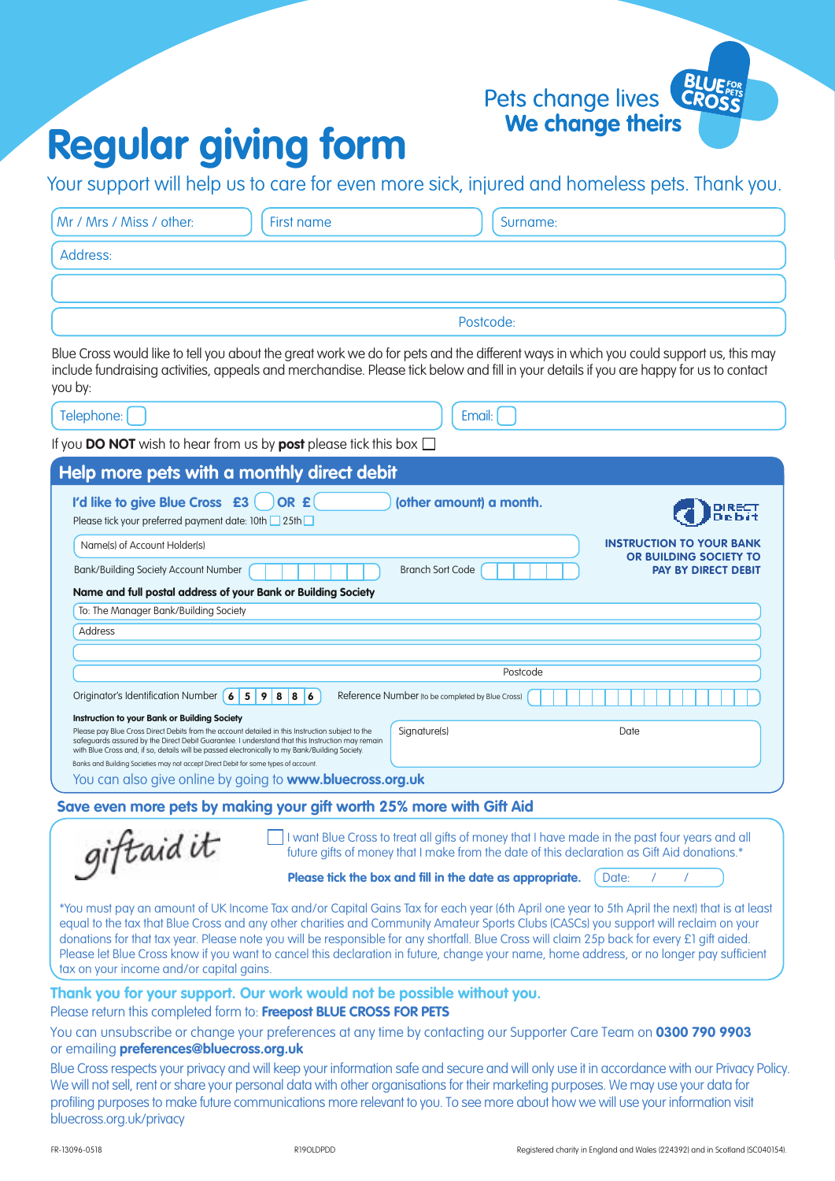Pets change lives
**We change theirs**

BLUE CROSS FOR PETS

# Regular giving form

Your support will help us to care for even more sick, injured and homeless pets. Thank you.

Mr / Mrs / Miss / other: First name Surname:

Address:

Postcode:

Blue Cross would like to tell you about the great work we do for pets and the different ways in which you could support us, this may include fundraising activities, appeals and merchandise. Please tick below and fill in your details if you are happy for us to contact you by:

Telephone: ☐ Email: ☐

If you **DO NOT** wish to hear from us by **post** please tick this box ☐

## Help more pets with a monthly direct debit

**I'd like to give Blue Cross £3 ◯ OR £ ______ (other amount) a month.**

Please tick your preferred payment date: 10th ☐ 25th ☐

DIRECT Debit

**INSTRUCTION TO YOUR BANK OR BUILDING SOCIETY TO PAY BY DIRECT DEBIT**

Name(s) of Account Holder(s)

Bank/Building Society Account Number Branch Sort Code

**Name and full postal address of your Bank or Building Society**

To: The Manager Bank/Building Society

Address

Postcode

Originator's Identification Number 6 5 9 8 8 6 Reference Number (to be completed by Blue Cross)

**Instruction to your Bank or Building Society**

Please pay Blue Cross Direct Debits from the account detailed in this Instruction subject to the safeguards assured by the Direct Debit Guarantee. I understand that this Instruction may remain with Blue Cross and, if so, details will be passed electronically to my Bank/Building Society.

Banks and Building Societies may not accept Direct Debit for some types of account.

Signature(s) Date

You can also give online by going to **www.bluecross.org.uk**

## Save even more pets by making your gift worth 25% more with Gift Aid

giftaid it

☐ I want Blue Cross to treat all gifts of money that I have made in the past four years and all future gifts of money that I make from the date of this declaration as Gift Aid donations.*

**Please tick the box and fill in the date as appropriate.** Date: / /

*You must pay an amount of UK Income Tax and/or Capital Gains Tax for each year (6th April one year to 5th April the next) that is at least equal to the tax that Blue Cross and any other charities and Community Amateur Sports Clubs (CASCs) you support will reclaim on your donations for that tax year. Please note you will be responsible for any shortfall. Blue Cross will claim 25p back for every £1 gift aided. Please let Blue Cross know if you want to cancel this declaration in future, change your name, home address, or no longer pay sufficient tax on your income and/or capital gains.

**Thank you for your support. Our work would not be possible without you.**

Please return this completed form to: **Freepost BLUE CROSS FOR PETS**

You can unsubscribe or change your preferences at any time by contacting our Supporter Care Team on **0300 790 9903** or emailing **preferences@bluecross.org.uk**

Blue Cross respects your privacy and will keep your information safe and secure and will only use it in accordance with our Privacy Policy. We will not sell, rent or share your personal data with other organisations for their marketing purposes. We may use your data for profiling purposes to make future communications more relevant to you. To see more about how we will use your information visit bluecross.org.uk/privacy

FR-13096-0518 R19OLDPDD Registered charity in England and Wales (224392) and in Scotland (SC040154).